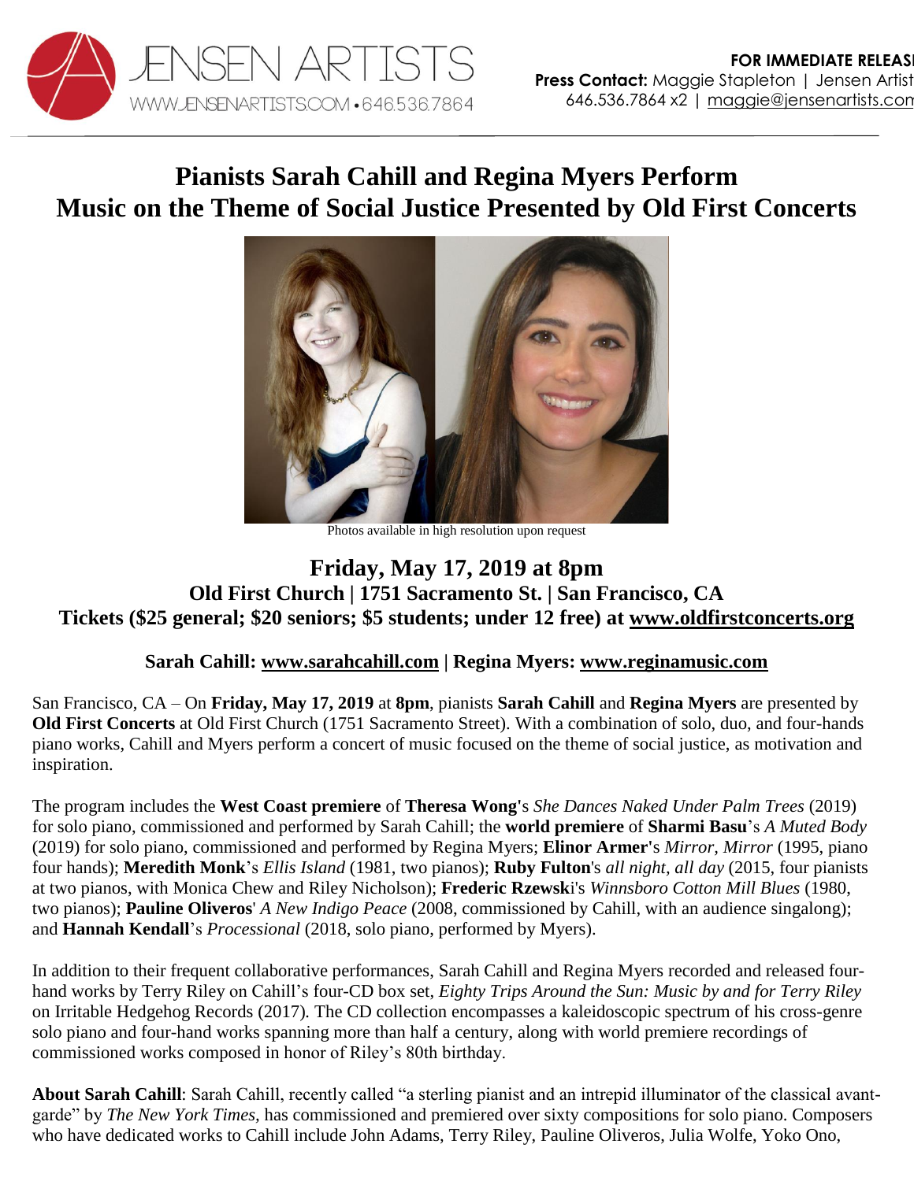JENSEN ARTISTS
WWW.JENSENARTISTS.COM • 646.536.7864

**FOR IMMEDIATE RELEASE**
**Press Contact:** Maggie Stapleton | Jensen Artists
646.536.7864 x2 | maggie@jensenartists.com

# Pianists Sarah Cahill and Regina Myers Perform Music on the Theme of Social Justice Presented by Old First Concerts

Photos available in high resolution upon request

## Friday, May 17, 2019 at 8pm

### Old First Church | 1751 Sacramento St. | San Francisco, CA

### Tickets ($25 general; $20 seniors; $5 students; under 12 free) at www.oldfirstconcerts.org

**Sarah Cahill: www.sarahcahill.com | Regina Myers: www.reginamusic.com**

San Francisco, CA – On **Friday, May 17, 2019** at **8pm**, pianists **Sarah Cahill** and **Regina Myers** are presented by **Old First Concerts** at Old First Church (1751 Sacramento Street). With a combination of solo, duo, and four-hands piano works, Cahill and Myers perform a concert of music focused on the theme of social justice, as motivation and inspiration.

The program includes the **West Coast premiere** of **Theresa Wong'**s *She Dances Naked Under Palm Trees* (2019) for solo piano, commissioned and performed by Sarah Cahill; the **world premiere** of **Sharmi Basu**'s *A Muted Body* (2019) for solo piano, commissioned and performed by Regina Myers; **Elinor Armer'**s *Mirror, Mirror* (1995, piano four hands); **Meredith Monk**'s *Ellis Island* (1981, two pianos); **Ruby Fulton**'s *all night, all day* (2015, four pianists at two pianos, with Monica Chew and Riley Nicholson); **Frederic Rzewsk**i's *Winnsboro Cotton Mill Blues* (1980, two pianos); **Pauline Oliveros**' *A New Indigo Peace* (2008, commissioned by Cahill, with an audience singalong); and **Hannah Kendall**'s *Processional* (2018, solo piano, performed by Myers).

In addition to their frequent collaborative performances, Sarah Cahill and Regina Myers recorded and released four-hand works by Terry Riley on Cahill's four-CD box set, *Eighty Trips Around the Sun: Music by and for Terry Riley* on Irritable Hedgehog Records (2017). The CD collection encompasses a kaleidoscopic spectrum of his cross-genre solo piano and four-hand works spanning more than half a century, along with world premiere recordings of commissioned works composed in honor of Riley's 80th birthday.

**About Sarah Cahill**: Sarah Cahill, recently called "a sterling pianist and an intrepid illuminator of the classical avant-garde" by *The New York Times,* has commissioned and premiered over sixty compositions for solo piano. Composers who have dedicated works to Cahill include John Adams, Terry Riley, Pauline Oliveros, Julia Wolfe, Yoko Ono,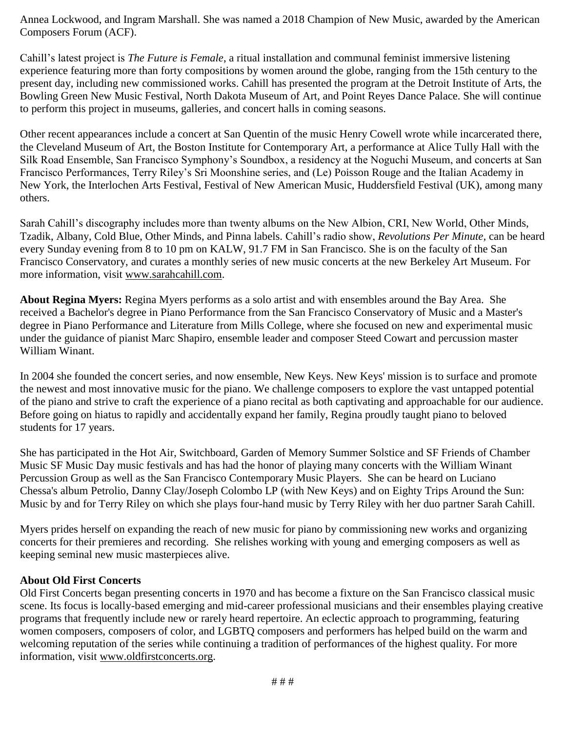Annea Lockwood, and Ingram Marshall. She was named a 2018 Champion of New Music, awarded by the American Composers Forum (ACF).

Cahill's latest project is *The Future is Female*, a ritual installation and communal feminist immersive listening experience featuring more than forty compositions by women around the globe, ranging from the 15th century to the present day, including new commissioned works. Cahill has presented the program at the Detroit Institute of Arts, the Bowling Green New Music Festival, North Dakota Museum of Art, and Point Reyes Dance Palace. She will continue to perform this project in museums, galleries, and concert halls in coming seasons.

Other recent appearances include a concert at San Quentin of the music Henry Cowell wrote while incarcerated there, the Cleveland Museum of Art, the Boston Institute for Contemporary Art, a performance at Alice Tully Hall with the Silk Road Ensemble, San Francisco Symphony's Soundbox, a residency at the Noguchi Museum, and concerts at San Francisco Performances, Terry Riley's Sri Moonshine series, and (Le) Poisson Rouge and the Italian Academy in New York, the Interlochen Arts Festival, Festival of New American Music, Huddersfield Festival (UK), among many others.

Sarah Cahill's discography includes more than twenty albums on the New Albion, CRI, New World, Other Minds, Tzadik, Albany, Cold Blue, Other Minds, and Pinna labels. Cahill's radio show, *Revolutions Per Minute,* can be heard every Sunday evening from 8 to 10 pm on KALW, 91.7 FM in San Francisco. She is on the faculty of the San Francisco Conservatory, and curates a monthly series of new music concerts at the new Berkeley Art Museum. For more information, visit www.sarahcahill.com.

**About Regina Myers:** Regina Myers performs as a solo artist and with ensembles around the Bay Area. She received a Bachelor's degree in Piano Performance from the San Francisco Conservatory of Music and a Master's degree in Piano Performance and Literature from Mills College, where she focused on new and experimental music under the guidance of pianist Marc Shapiro, ensemble leader and composer Steed Cowart and percussion master William Winant.

In 2004 she founded the concert series, and now ensemble, New Keys. New Keys' mission is to surface and promote the newest and most innovative music for the piano. We challenge composers to explore the vast untapped potential of the piano and strive to craft the experience of a piano recital as both captivating and approachable for our audience. Before going on hiatus to rapidly and accidentally expand her family, Regina proudly taught piano to beloved students for 17 years.

She has participated in the Hot Air, Switchboard, Garden of Memory Summer Solstice and SF Friends of Chamber Music SF Music Day music festivals and has had the honor of playing many concerts with the William Winant Percussion Group as well as the San Francisco Contemporary Music Players. She can be heard on Luciano Chessa's album Petrolio, Danny Clay/Joseph Colombo LP (with New Keys) and on Eighty Trips Around the Sun: Music by and for Terry Riley on which she plays four-hand music by Terry Riley with her duo partner Sarah Cahill.

Myers prides herself on expanding the reach of new music for piano by commissioning new works and organizing concerts for their premieres and recording. She relishes working with young and emerging composers as well as keeping seminal new music masterpieces alive.

**About Old First Concerts**

Old First Concerts began presenting concerts in 1970 and has become a fixture on the San Francisco classical music scene. Its focus is locally-based emerging and mid-career professional musicians and their ensembles playing creative programs that frequently include new or rarely heard repertoire. An eclectic approach to programming, featuring women composers, composers of color, and LGBTQ composers and performers has helped build on the warm and welcoming reputation of the series while continuing a tradition of performances of the highest quality. For more information, visit www.oldfirstconcerts.org.

# # #